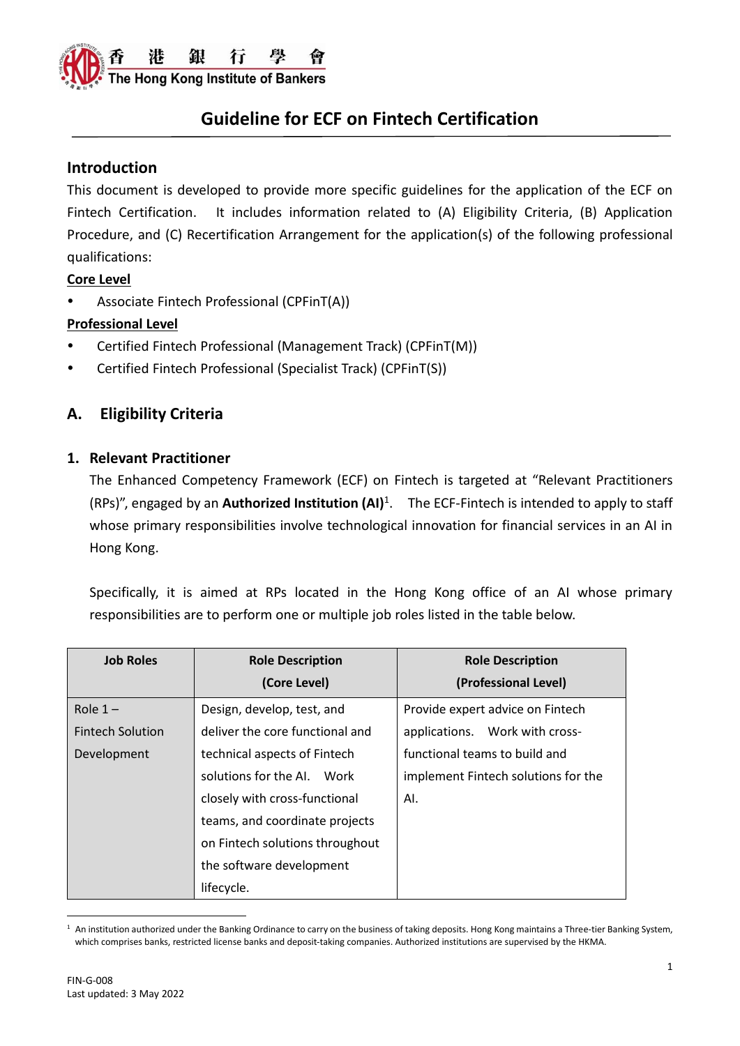# Guideline for ECF on Fintech Certification

## Introduction

This document is developed to provide more specific guidelines for the application of the ECF on Fintech Certification. It includes information related to (A) Eligibility Criteria, (B) Application Procedure, and (C) Recertification Arrangement for the application(s) of the following professional qualifications:

**Core Level**

- Associate Fintech Professional (CPFinT(A))

**Professional Level**

- Certified Fintech Professional (Management Track) (CPFinT(M))
- Certified Fintech Professional (Specialist Track) (CPFinT(S))

## A. Eligibility Criteria

### 1. Relevant Practitioner

The Enhanced Competency Framework (ECF) on Fintech is targeted at "Relevant Practitioners (RPs)", engaged by an **Authorized Institution (AI)**[1]. The ECF-Fintech is intended to apply to staff whose primary responsibilities involve technological innovation for financial services in an AI in Hong Kong.

Specifically, it is aimed at RPs located in the Hong Kong office of an AI whose primary responsibilities are to perform one or multiple job roles listed in the table below.

| Job Roles | Role Description (Core Level) | Role Description (Professional Level) |
|---|---|---|
| Role 1 – Fintech Solution Development | Design, develop, test, and deliver the core functional and technical aspects of Fintech solutions for the AI. Work closely with cross-functional teams, and coordinate projects on Fintech solutions throughout the software development lifecycle. | Provide expert advice on Fintech applications. Work with cross-functional teams to build and implement Fintech solutions for the AI. |

[1] An institution authorized under the Banking Ordinance to carry on the business of taking deposits. Hong Kong maintains a Three-tier Banking System, which comprises banks, restricted license banks and deposit-taking companies. Authorized institutions are supervised by the HKMA.

FIN-G-008
Last updated: 3 May 2022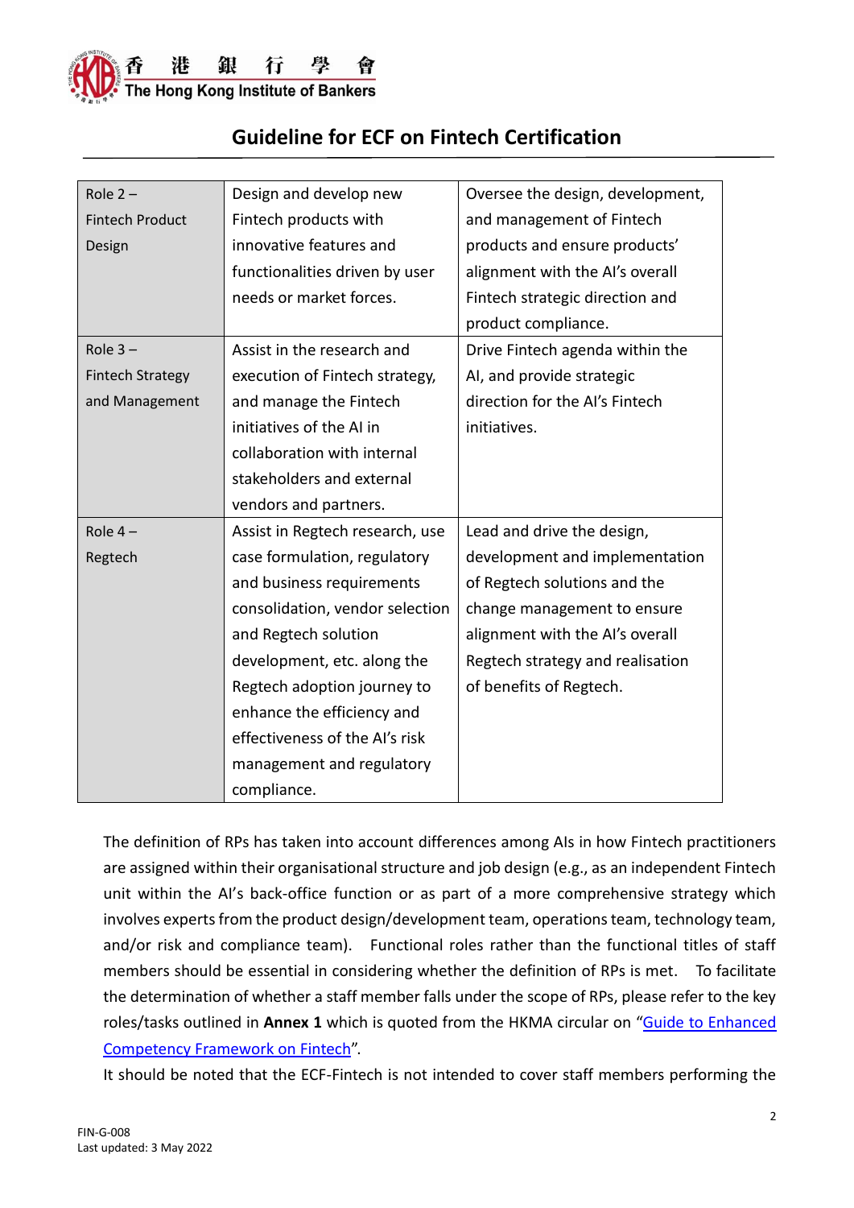| Role 2 – Fintech Product Design | Design and develop new Fintech products with innovative features and functionalities driven by user needs or market forces. | Oversee the design, development, and management of Fintech products and ensure products' alignment with the AI's overall Fintech strategic direction and product compliance. |
|---|---|---|
| Role 3 – Fintech Strategy and Management | Assist in the research and execution of Fintech strategy, and manage the Fintech initiatives of the AI in collaboration with internal stakeholders and external vendors and partners. | Drive Fintech agenda within the AI, and provide strategic direction for the AI's Fintech initiatives. |
| Role 4 – Regtech | Assist in Regtech research, use case formulation, regulatory and business requirements consolidation, vendor selection and Regtech solution development, etc. along the Regtech adoption journey to enhance the efficiency and effectiveness of the AI's risk management and regulatory compliance. | Lead and drive the design, development and implementation of Regtech solutions and the change management to ensure alignment with the AI's overall Regtech strategy and realisation of benefits of Regtech. |

The definition of RPs has taken into account differences among AIs in how Fintech practitioners are assigned within their organisational structure and job design (e.g., as an independent Fintech unit within the AI's back-office function or as part of a more comprehensive strategy which involves experts from the product design/development team, operations team, technology team, and/or risk and compliance team). Functional roles rather than the functional titles of staff members should be essential in considering whether the definition of RPs is met. To facilitate the determination of whether a staff member falls under the scope of RPs, please refer to the key roles/tasks outlined in **Annex 1** which is quoted from the HKMA circular on "Guide to Enhanced Competency Framework on Fintech".

It should be noted that the ECF-Fintech is not intended to cover staff members performing the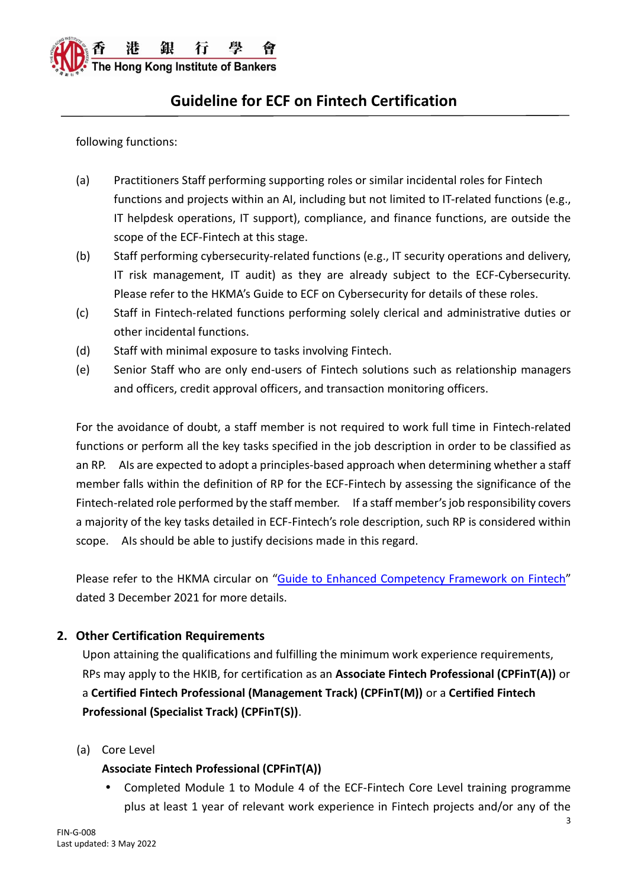following functions:

(a) Practitioners Staff performing supporting roles or similar incidental roles for Fintech functions and projects within an AI, including but not limited to IT-related functions (e.g., IT helpdesk operations, IT support), compliance, and finance functions, are outside the scope of the ECF-Fintech at this stage.

(b) Staff performing cybersecurity-related functions (e.g., IT security operations and delivery, IT risk management, IT audit) as they are already subject to the ECF-Cybersecurity. Please refer to the HKMA's Guide to ECF on Cybersecurity for details of these roles.

(c) Staff in Fintech-related functions performing solely clerical and administrative duties or other incidental functions.

(d) Staff with minimal exposure to tasks involving Fintech.

(e) Senior Staff who are only end-users of Fintech solutions such as relationship managers and officers, credit approval officers, and transaction monitoring officers.

For the avoidance of doubt, a staff member is not required to work full time in Fintech-related functions or perform all the key tasks specified in the job description in order to be classified as an RP. AIs are expected to adopt a principles-based approach when determining whether a staff member falls within the definition of RP for the ECF-Fintech by assessing the significance of the Fintech-related role performed by the staff member. If a staff member's job responsibility covers a majority of the key tasks detailed in ECF-Fintech's role description, such RP is considered within scope. AIs should be able to justify decisions made in this regard.

Please refer to the HKMA circular on "Guide to Enhanced Competency Framework on Fintech" dated 3 December 2021 for more details.

## 2. Other Certification Requirements

Upon attaining the qualifications and fulfilling the minimum work experience requirements, RPs may apply to the HKIB, for certification as an **Associate Fintech Professional (CPFinT(A))** or a **Certified Fintech Professional (Management Track) (CPFinT(M))** or a **Certified Fintech Professional (Specialist Track) (CPFinT(S))**.

(a) Core Level

**Associate Fintech Professional (CPFinT(A))**

- Completed Module 1 to Module 4 of the ECF-Fintech Core Level training programme plus at least 1 year of relevant work experience in Fintech projects and/or any of the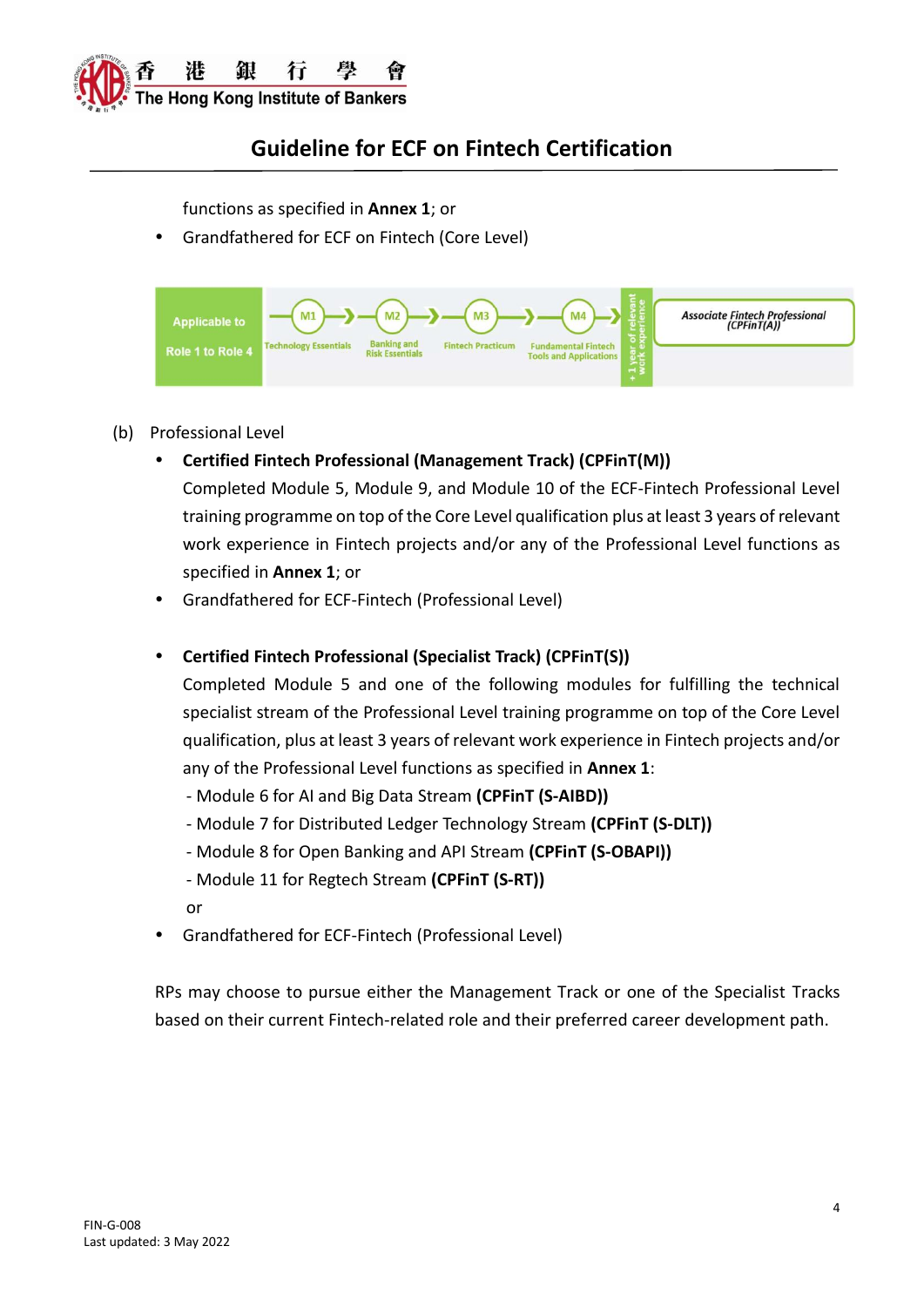functions as specified in **Annex 1**; or

- Grandfathered for ECF on Fintech (Core Level)

| Applicable to Role 1 to Role 4 | M1 Technology Essentials | M2 Banking and Risk Essentials | M3 Fintech Practicum | M4 Fundamental Fintech Tools and Applications | + 1 year of relevant work experience | *Associate Fintech Professional (CPFinT(A))* |
|---|---|---|---|---|---|---|

(b) Professional Level

- **Certified Fintech Professional (Management Track) (CPFinT(M))**
  Completed Module 5, Module 9, and Module 10 of the ECF-Fintech Professional Level training programme on top of the Core Level qualification plus at least 3 years of relevant work experience in Fintech projects and/or any of the Professional Level functions as specified in **Annex 1**; or
- Grandfathered for ECF-Fintech (Professional Level)

- **Certified Fintech Professional (Specialist Track) (CPFinT(S))**
  Completed Module 5 and one of the following modules for fulfilling the technical specialist stream of the Professional Level training programme on top of the Core Level qualification, plus at least 3 years of relevant work experience in Fintech projects and/or any of the Professional Level functions as specified in **Annex 1**:
  - Module 6 for AI and Big Data Stream **(CPFinT (S-AIBD))**
  - Module 7 for Distributed Ledger Technology Stream **(CPFinT (S-DLT))**
  - Module 8 for Open Banking and API Stream **(CPFinT (S-OBAPI))**
  - Module 11 for Regtech Stream **(CPFinT (S-RT))**

  or
- Grandfathered for ECF-Fintech (Professional Level)

RPs may choose to pursue either the Management Track or one of the Specialist Tracks based on their current Fintech-related role and their preferred career development path.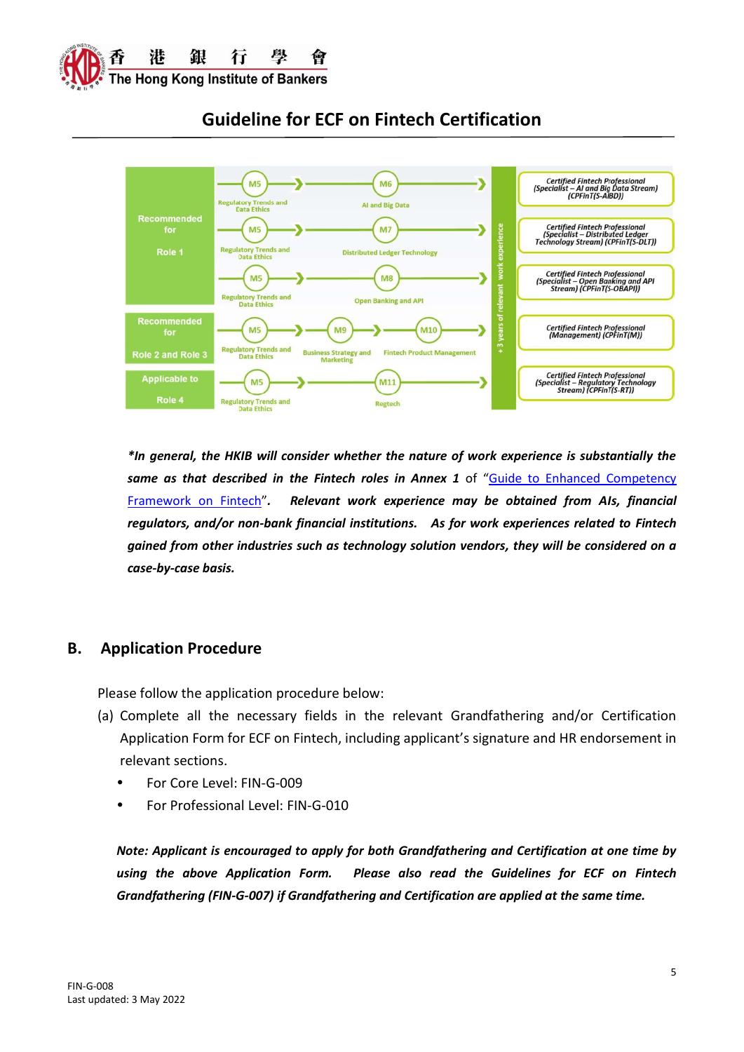## Guideline for ECF on Fintech Certification

| Role | Module | Module | Module | | Certification |
|---|---|---|---|---|---|
| Recommended for Role 1 | M5 Regulatory Trends and Data Ethics | M6 AI and Big Data | | + 3 years of relevant work experience | Certified Fintech Professional (Specialist – AI and Big Data Stream) (CPFinT(S-AIBD)) |
| | M5 Regulatory Trends and Data Ethics | M7 Distributed Ledger Technology | | | Certified Fintech Professional (Specialist – Distributed Ledger Technology Stream) (CPFinT(S-DLT)) |
| | M5 Regulatory Trends and Data Ethics | M8 Open Banking and API | | | Certified Fintech Professional (Specialist – Open Banking and API Stream) (CPFinT(S-OBAPI)) |
| Recommended for Role 2 and Role 3 | M5 Regulatory Trends and Data Ethics | M9 Business Strategy and Marketing | M10 Fintech Product Management | | Certified Fintech Professional (Management) (CPFinT(M)) |
| Applicable to Role 4 | M5 Regulatory Trends and Data Ethics | M11 Regtech | | | Certified Fintech Professional (Specialist – Regulatory Technology Stream) (CPFinT(S-RT)) |

***In general, the HKIB will consider whether the nature of work experience is substantially the same as that described in the Fintech roles in Annex 1*** of "Guide to Enhanced Competency Framework on Fintech"***. Relevant work experience may be obtained from AIs, financial regulators, and/or non-bank financial institutions. As for work experiences related to Fintech gained from other industries such as technology solution vendors, they will be considered on a case-by-case basis.***

## B. Application Procedure

Please follow the application procedure below:

(a) Complete all the necessary fields in the relevant Grandfathering and/or Certification Application Form for ECF on Fintech, including applicant's signature and HR endorsement in relevant sections.

- For Core Level: FIN-G-009
- For Professional Level: FIN-G-010

***Note: Applicant is encouraged to apply for both Grandfathering and Certification at one time by using the above Application Form. Please also read the Guidelines for ECF on Fintech Grandfathering (FIN-G-007) if Grandfathering and Certification are applied at the same time.***

FIN-G-008
Last updated: 3 May 2022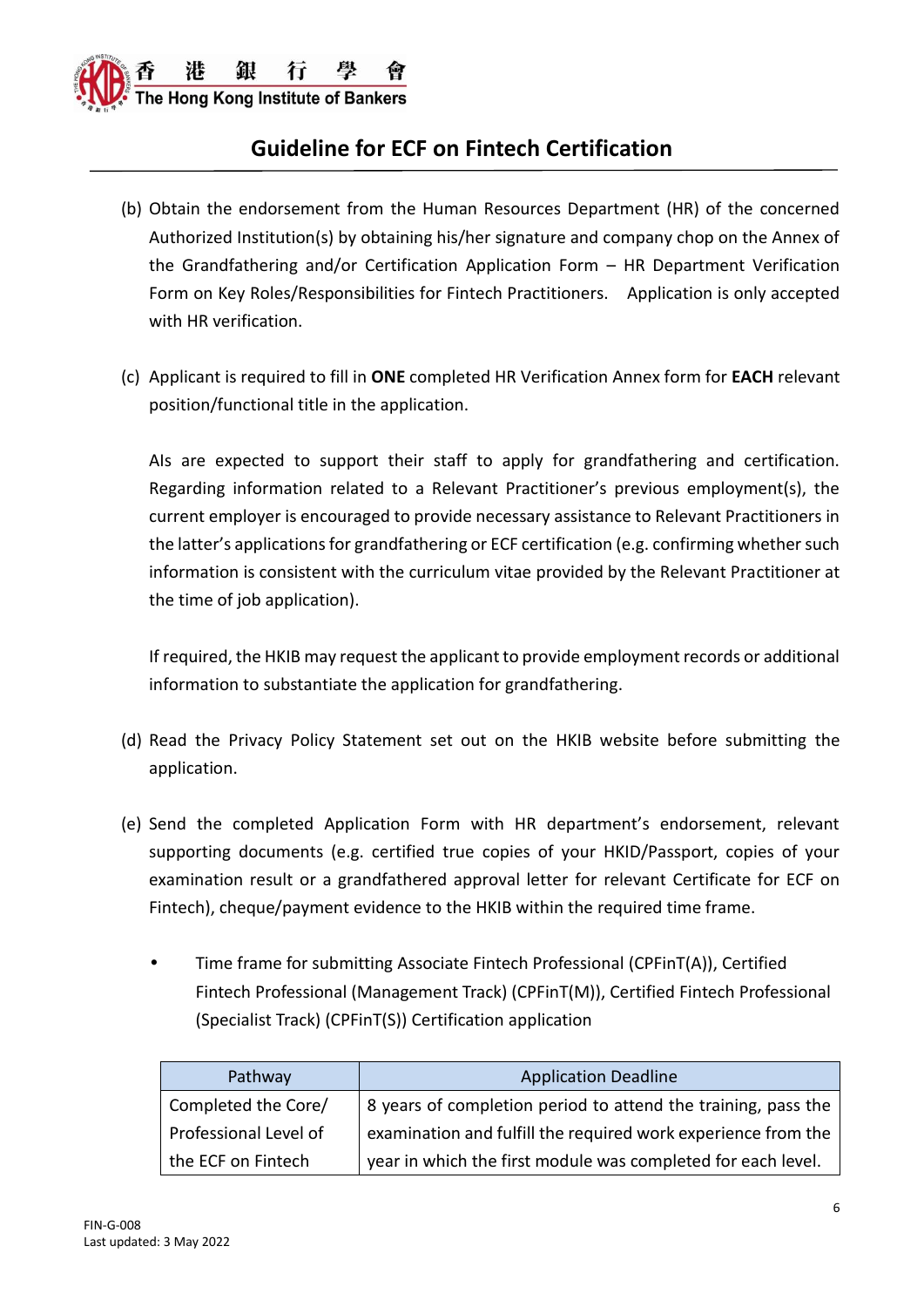(b) Obtain the endorsement from the Human Resources Department (HR) of the concerned Authorized Institution(s) by obtaining his/her signature and company chop on the Annex of the Grandfathering and/or Certification Application Form – HR Department Verification Form on Key Roles/Responsibilities for Fintech Practitioners. Application is only accepted with HR verification.

(c) Applicant is required to fill in **ONE** completed HR Verification Annex form for **EACH** relevant position/functional title in the application.

AIs are expected to support their staff to apply for grandfathering and certification. Regarding information related to a Relevant Practitioner's previous employment(s), the current employer is encouraged to provide necessary assistance to Relevant Practitioners in the latter's applications for grandfathering or ECF certification (e.g. confirming whether such information is consistent with the curriculum vitae provided by the Relevant Practitioner at the time of job application).

If required, the HKIB may request the applicant to provide employment records or additional information to substantiate the application for grandfathering.

(d) Read the Privacy Policy Statement set out on the HKIB website before submitting the application.

(e) Send the completed Application Form with HR department's endorsement, relevant supporting documents (e.g. certified true copies of your HKID/Passport, copies of your examination result or a grandfathered approval letter for relevant Certificate for ECF on Fintech), cheque/payment evidence to the HKIB within the required time frame.

- Time frame for submitting Associate Fintech Professional (CPFinT(A)), Certified Fintech Professional (Management Track) (CPFinT(M)), Certified Fintech Professional (Specialist Track) (CPFinT(S)) Certification application

| Pathway | Application Deadline |
|---|---|
| Completed the Core/ Professional Level of the ECF on Fintech | 8 years of completion period to attend the training, pass the examination and fulfill the required work experience from the year in which the first module was completed for each level. |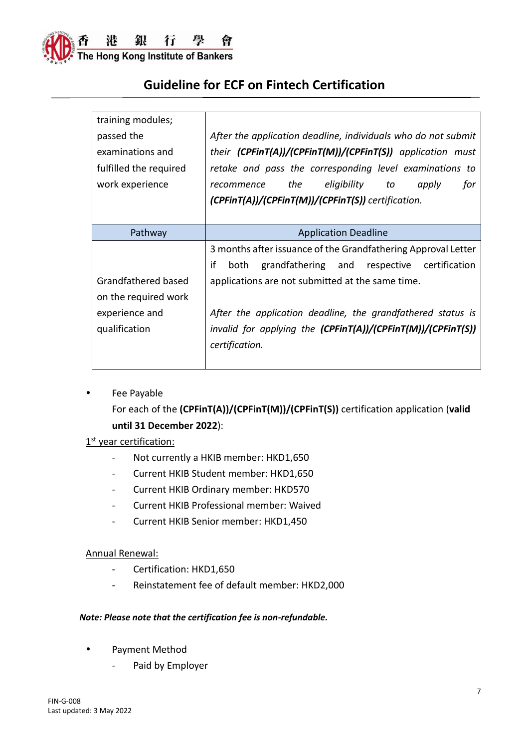| training modules; passed the examinations and fulfilled the required work experience | *After the application deadline, individuals who do not submit their **(CPFinT(A))/(CPFinT(M))/(CPFinT(S))** application must retake and pass the corresponding level examinations to recommence the eligibility to apply for **(CPFinT(A))/(CPFinT(M))/(CPFinT(S))** certification.* |
|---|---|
| **Pathway** | **Application Deadline** |
| Grandfathered based on the required work experience and qualification | 3 months after issuance of the Grandfathering Approval Letter if both grandfathering and respective certification applications are not submitted at the same time.<br><br>*After the application deadline, the grandfathered status is invalid for applying the **(CPFinT(A))/(CPFinT(M))/(CPFinT(S))** certification.* |

- Fee Payable

  For each of the **(CPFinT(A))/(CPFinT(M))/(CPFinT(S))** certification application (**valid until 31 December 2022**):

<u>1st year certification:</u>

- Not currently a HKIB member: HKD1,650
- Current HKIB Student member: HKD1,650
- Current HKIB Ordinary member: HKD570
- Current HKIB Professional member: Waived
- Current HKIB Senior member: HKD1,450

<u>Annual Renewal:</u>

- Certification: HKD1,650
- Reinstatement fee of default member: HKD2,000

***Note: Please note that the certification fee is non-refundable.***

- Payment Method
  - Paid by Employer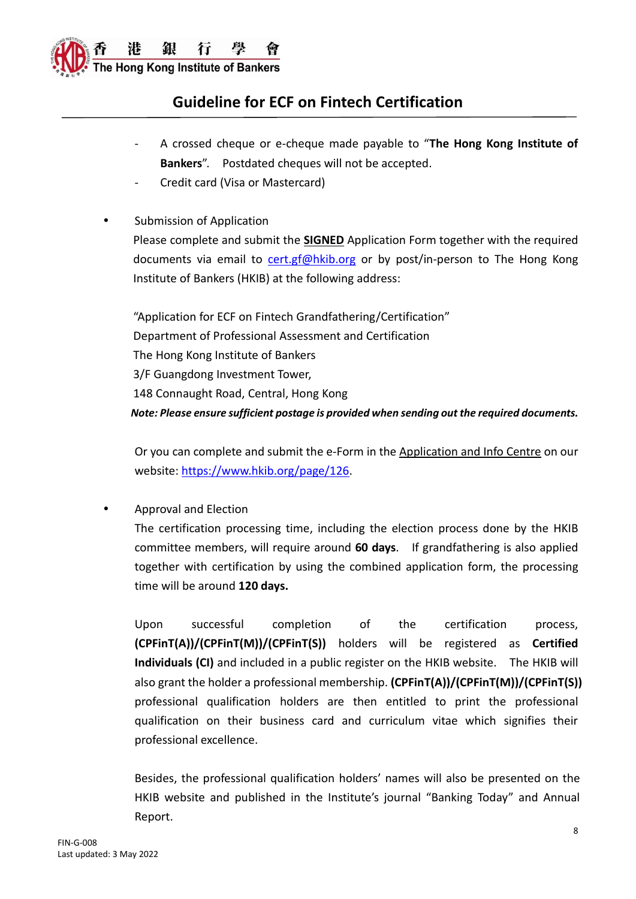- A crossed cheque or e-cheque made payable to "**The Hong Kong Institute of Bankers**". Postdated cheques will not be accepted.
- Credit card (Visa or Mastercard)

- Submission of Application

  Please complete and submit the **SIGNED** Application Form together with the required documents via email to cert.gf@hkib.org or by post/in-person to The Hong Kong Institute of Bankers (HKIB) at the following address:

  "Application for ECF on Fintech Grandfathering/Certification"
  Department of Professional Assessment and Certification
  The Hong Kong Institute of Bankers
  3/F Guangdong Investment Tower,
  148 Connaught Road, Central, Hong Kong

  ***Note: Please ensure sufficient postage is provided when sending out the required documents.***

  Or you can complete and submit the e-Form in the Application and Info Centre on our website: https://www.hkib.org/page/126.

- Approval and Election

  The certification processing time, including the election process done by the HKIB committee members, will require around **60 days**. If grandfathering is also applied together with certification by using the combined application form, the processing time will be around **120 days.**

  Upon successful completion of the certification process, **(CPFinT(A))/(CPFinT(M))/(CPFinT(S))** holders will be registered as **Certified Individuals (CI)** and included in a public register on the HKIB website. The HKIB will also grant the holder a professional membership. **(CPFinT(A))/(CPFinT(M))/(CPFinT(S))** professional qualification holders are then entitled to print the professional qualification on their business card and curriculum vitae which signifies their professional excellence.

  Besides, the professional qualification holders' names will also be presented on the HKIB website and published in the Institute's journal "Banking Today" and Annual Report.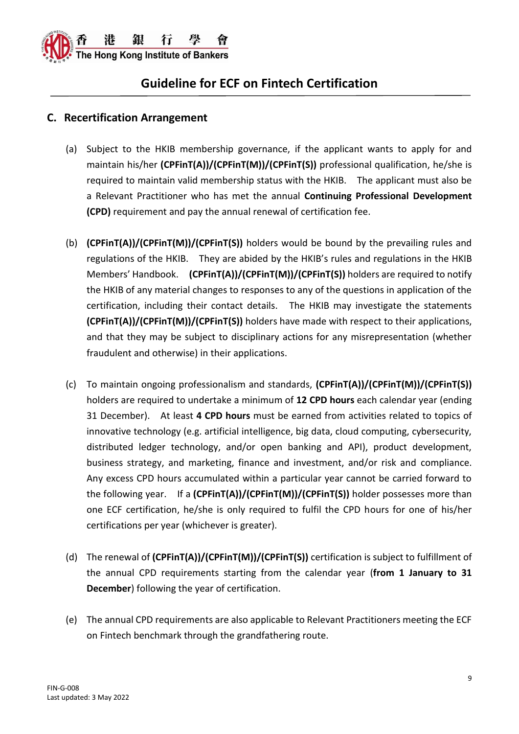## C. Recertification Arrangement

(a) Subject to the HKIB membership governance, if the applicant wants to apply for and maintain his/her **(CPFinT(A))/(CPFinT(M))/(CPFinT(S))** professional qualification, he/she is required to maintain valid membership status with the HKIB. The applicant must also be a Relevant Practitioner who has met the annual **Continuing Professional Development (CPD)** requirement and pay the annual renewal of certification fee.

(b) **(CPFinT(A))/(CPFinT(M))/(CPFinT(S))** holders would be bound by the prevailing rules and regulations of the HKIB. They are abided by the HKIB's rules and regulations in the HKIB Members' Handbook. **(CPFinT(A))/(CPFinT(M))/(CPFinT(S))** holders are required to notify the HKIB of any material changes to responses to any of the questions in application of the certification, including their contact details. The HKIB may investigate the statements **(CPFinT(A))/(CPFinT(M))/(CPFinT(S))** holders have made with respect to their applications, and that they may be subject to disciplinary actions for any misrepresentation (whether fraudulent and otherwise) in their applications.

(c) To maintain ongoing professionalism and standards, **(CPFinT(A))/(CPFinT(M))/(CPFinT(S))** holders are required to undertake a minimum of **12 CPD hours** each calendar year (ending 31 December). At least **4 CPD hours** must be earned from activities related to topics of innovative technology (e.g. artificial intelligence, big data, cloud computing, cybersecurity, distributed ledger technology, and/or open banking and API), product development, business strategy, and marketing, finance and investment, and/or risk and compliance. Any excess CPD hours accumulated within a particular year cannot be carried forward to the following year. If a **(CPFinT(A))/(CPFinT(M))/(CPFinT(S))** holder possesses more than one ECF certification, he/she is only required to fulfil the CPD hours for one of his/her certifications per year (whichever is greater).

(d) The renewal of **(CPFinT(A))/(CPFinT(M))/(CPFinT(S))** certification is subject to fulfillment of the annual CPD requirements starting from the calendar year (**from 1 January to 31 December**) following the year of certification.

(e) The annual CPD requirements are also applicable to Relevant Practitioners meeting the ECF on Fintech benchmark through the grandfathering route.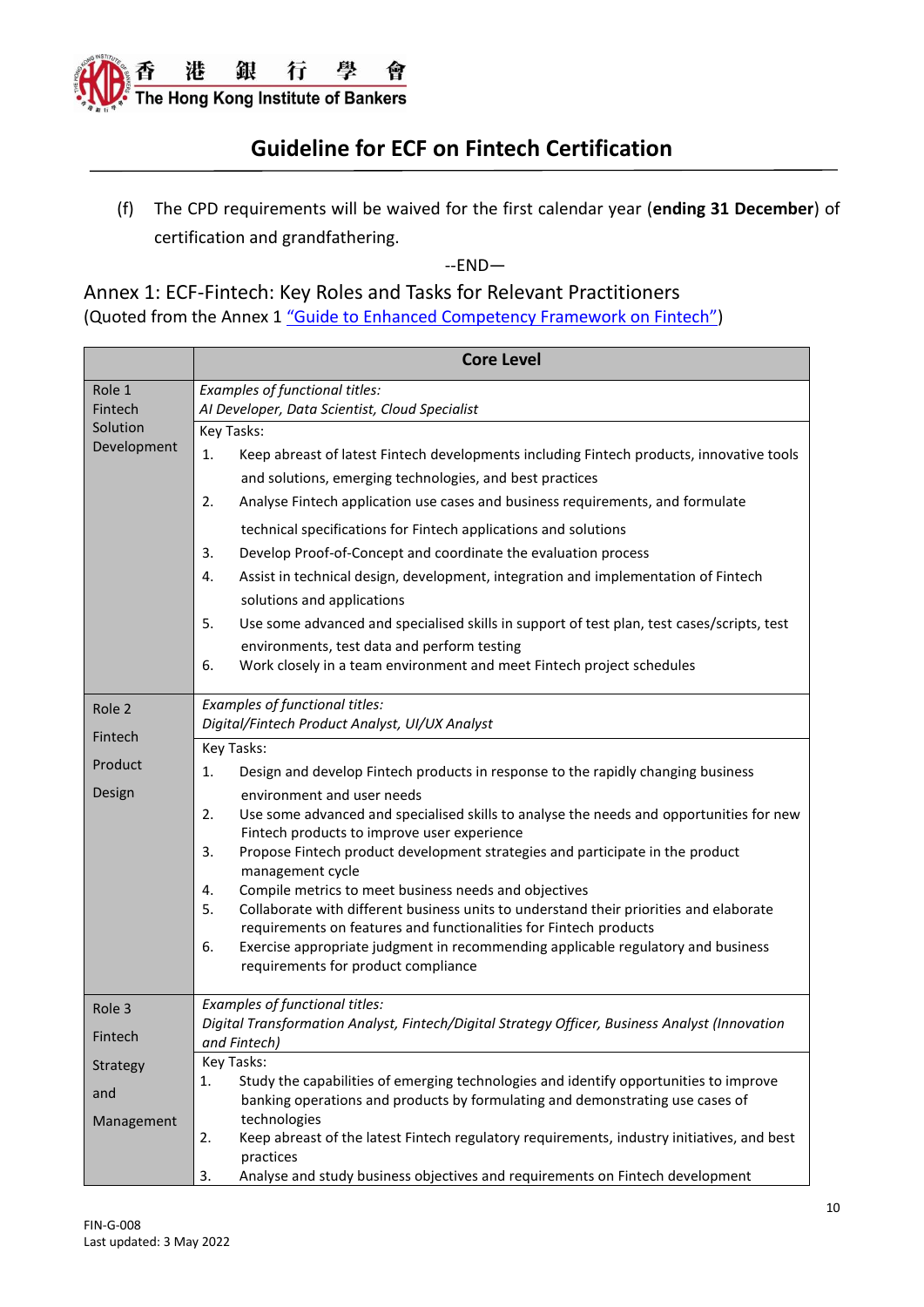(f) The CPD requirements will be waived for the first calendar year (**ending 31 December**) of certification and grandfathering.

--END—

## Annex 1: ECF-Fintech: Key Roles and Tasks for Relevant Practitioners

(Quoted from the Annex 1 "Guide to Enhanced Competency Framework on Fintech")

| | Core Level |
|---|---|
| Role 1 Fintech Solution Development | *Examples of functional titles:* *AI Developer, Data Scientist, Cloud Specialist* |
| | Key Tasks: 1. Keep abreast of latest Fintech developments including Fintech products, innovative tools and solutions, emerging technologies, and best practices 2. Analyse Fintech application use cases and business requirements, and formulate technical specifications for Fintech applications and solutions 3. Develop Proof-of-Concept and coordinate the evaluation process 4. Assist in technical design, development, integration and implementation of Fintech solutions and applications 5. Use some advanced and specialised skills in support of test plan, test cases/scripts, test environments, test data and perform testing 6. Work closely in a team environment and meet Fintech project schedules |
| Role 2 Fintech Product Design | *Examples of functional titles:* *Digital/Fintech Product Analyst, UI/UX Analyst* |
| | Key Tasks: 1. Design and develop Fintech products in response to the rapidly changing business environment and user needs 2. Use some advanced and specialised skills to analyse the needs and opportunities for new Fintech products to improve user experience 3. Propose Fintech product development strategies and participate in the product management cycle 4. Compile metrics to meet business needs and objectives 5. Collaborate with different business units to understand their priorities and elaborate requirements on features and functionalities for Fintech products 6. Exercise appropriate judgment in recommending applicable regulatory and business requirements for product compliance |
| Role 3 Fintech Strategy and Management | *Examples of functional titles:* *Digital Transformation Analyst, Fintech/Digital Strategy Officer, Business Analyst (Innovation and Fintech)* |
| | Key Tasks: 1. Study the capabilities of emerging technologies and identify opportunities to improve banking operations and products by formulating and demonstrating use cases of technologies 2. Keep abreast of the latest Fintech regulatory requirements, industry initiatives, and best practices 3. Analyse and study business objectives and requirements on Fintech development |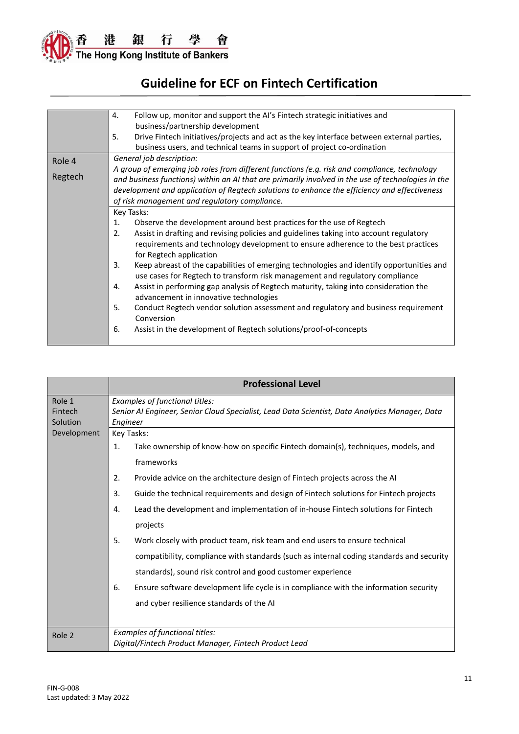| | |
|---|---|
| | 4. Follow up, monitor and support the AI's Fintech strategic initiatives and business/partnership development<br>5. Drive Fintech initiatives/projects and act as the key interface between external parties, business users, and technical teams in support of project co-ordination |
| Role 4<br>Regtech | *General job description:*<br>*A group of emerging job roles from different functions (e.g. risk and compliance, technology and business functions) within an AI that are primarily involved in the use of technologies in the development and application of Regtech solutions to enhance the efficiency and effectiveness of risk management and regulatory compliance.* |
| | Key Tasks:<br>1. Observe the development around best practices for the use of Regtech<br>2. Assist in drafting and revising policies and guidelines taking into account regulatory requirements and technology development to ensure adherence to the best practices for Regtech application<br>3. Keep abreast of the capabilities of emerging technologies and identify opportunities and use cases for Regtech to transform risk management and regulatory compliance<br>4. Assist in performing gap analysis of Regtech maturity, taking into consideration the advancement in innovative technologies<br>5. Conduct Regtech vendor solution assessment and regulatory and business requirement Conversion<br>6. Assist in the development of Regtech solutions/proof-of-concepts |

| | **Professional Level** |
|---|---|
| Role 1<br>Fintech Solution Development | *Examples of functional titles:*<br>*Senior AI Engineer, Senior Cloud Specialist, Lead Data Scientist, Data Analytics Manager, Data Engineer* |
| | Key Tasks:<br>1. Take ownership of know-how on specific Fintech domain(s), techniques, models, and frameworks<br>2. Provide advice on the architecture design of Fintech projects across the AI<br>3. Guide the technical requirements and design of Fintech solutions for Fintech projects<br>4. Lead the development and implementation of in-house Fintech solutions for Fintech projects<br>5. Work closely with product team, risk team and end users to ensure technical compatibility, compliance with standards (such as internal coding standards and security standards), sound risk control and good customer experience<br>6. Ensure software development life cycle is in compliance with the information security and cyber resilience standards of the AI |
| Role 2 | *Examples of functional titles:*<br>*Digital/Fintech Product Manager, Fintech Product Lead* |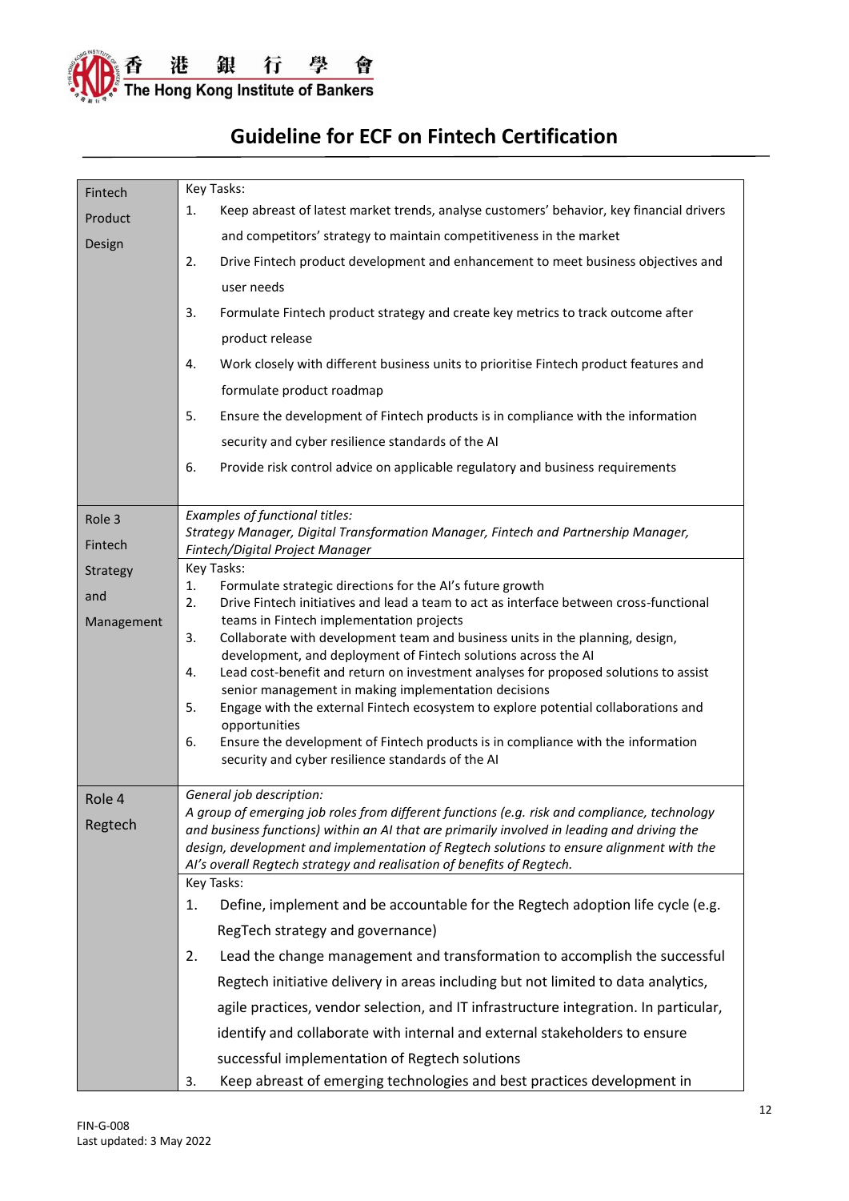## Guideline for ECF on Fintech Certification

| | |
|---|---|
| Fintech Product Design | Key Tasks:<br>1. Keep abreast of latest market trends, analyse customers' behavior, key financial drivers and competitors' strategy to maintain competitiveness in the market<br>2. Drive Fintech product development and enhancement to meet business objectives and user needs<br>3. Formulate Fintech product strategy and create key metrics to track outcome after product release<br>4. Work closely with different business units to prioritise Fintech product features and formulate product roadmap<br>5. Ensure the development of Fintech products is in compliance with the information security and cyber resilience standards of the AI<br>6. Provide risk control advice on applicable regulatory and business requirements |
| Role 3 Fintech Strategy and Management | *Examples of functional titles:*<br>*Strategy Manager, Digital Transformation Manager, Fintech and Partnership Manager, Fintech/Digital Project Manager* |
| | Key Tasks:<br>1. Formulate strategic directions for the AI's future growth<br>2. Drive Fintech initiatives and lead a team to act as interface between cross-functional teams in Fintech implementation projects<br>3. Collaborate with development team and business units in the planning, design, development, and deployment of Fintech solutions across the AI<br>4. Lead cost-benefit and return on investment analyses for proposed solutions to assist senior management in making implementation decisions<br>5. Engage with the external Fintech ecosystem to explore potential collaborations and opportunities<br>6. Ensure the development of Fintech products is in compliance with the information security and cyber resilience standards of the AI |
| Role 4 Regtech | *General job description:*<br>*A group of emerging job roles from different functions (e.g. risk and compliance, technology and business functions) within an AI that are primarily involved in leading and driving the design, development and implementation of Regtech solutions to ensure alignment with the AI's overall Regtech strategy and realisation of benefits of Regtech.* |
| | Key Tasks:<br>1. Define, implement and be accountable for the Regtech adoption life cycle (e.g. RegTech strategy and governance)<br>2. Lead the change management and transformation to accomplish the successful Regtech initiative delivery in areas including but not limited to data analytics, agile practices, vendor selection, and IT infrastructure integration. In particular, identify and collaborate with internal and external stakeholders to ensure successful implementation of Regtech solutions<br>3. Keep abreast of emerging technologies and best practices development in |

FIN-G-008
Last updated: 3 May 2022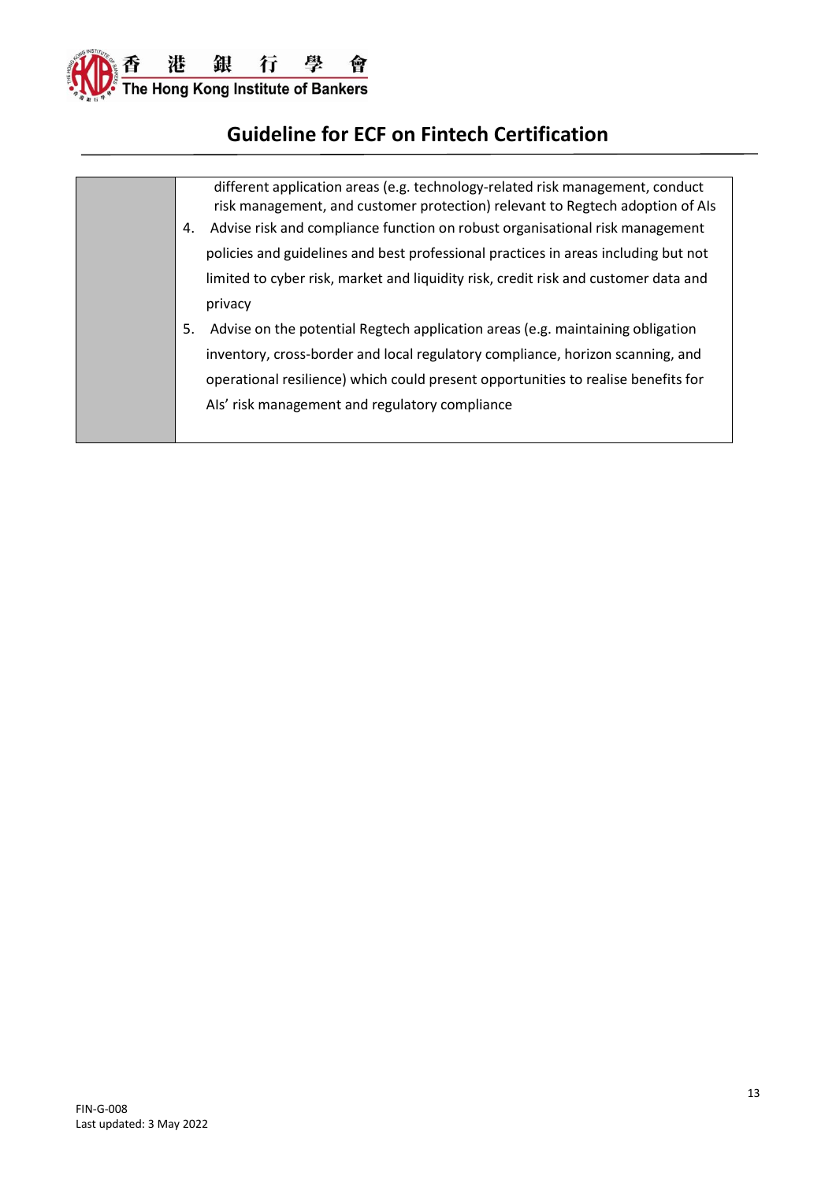| | |
|---|---|
| | different application areas (e.g. technology-related risk management, conduct risk management, and customer protection) relevant to Regtech adoption of AIs<br>4. Advise risk and compliance function on robust organisational risk management policies and guidelines and best professional practices in areas including but not limited to cyber risk, market and liquidity risk, credit risk and customer data and privacy<br>5. Advise on the potential Regtech application areas (e.g. maintaining obligation inventory, cross-border and local regulatory compliance, horizon scanning, and operational resilience) which could present opportunities to realise benefits for AIs' risk management and regulatory compliance |